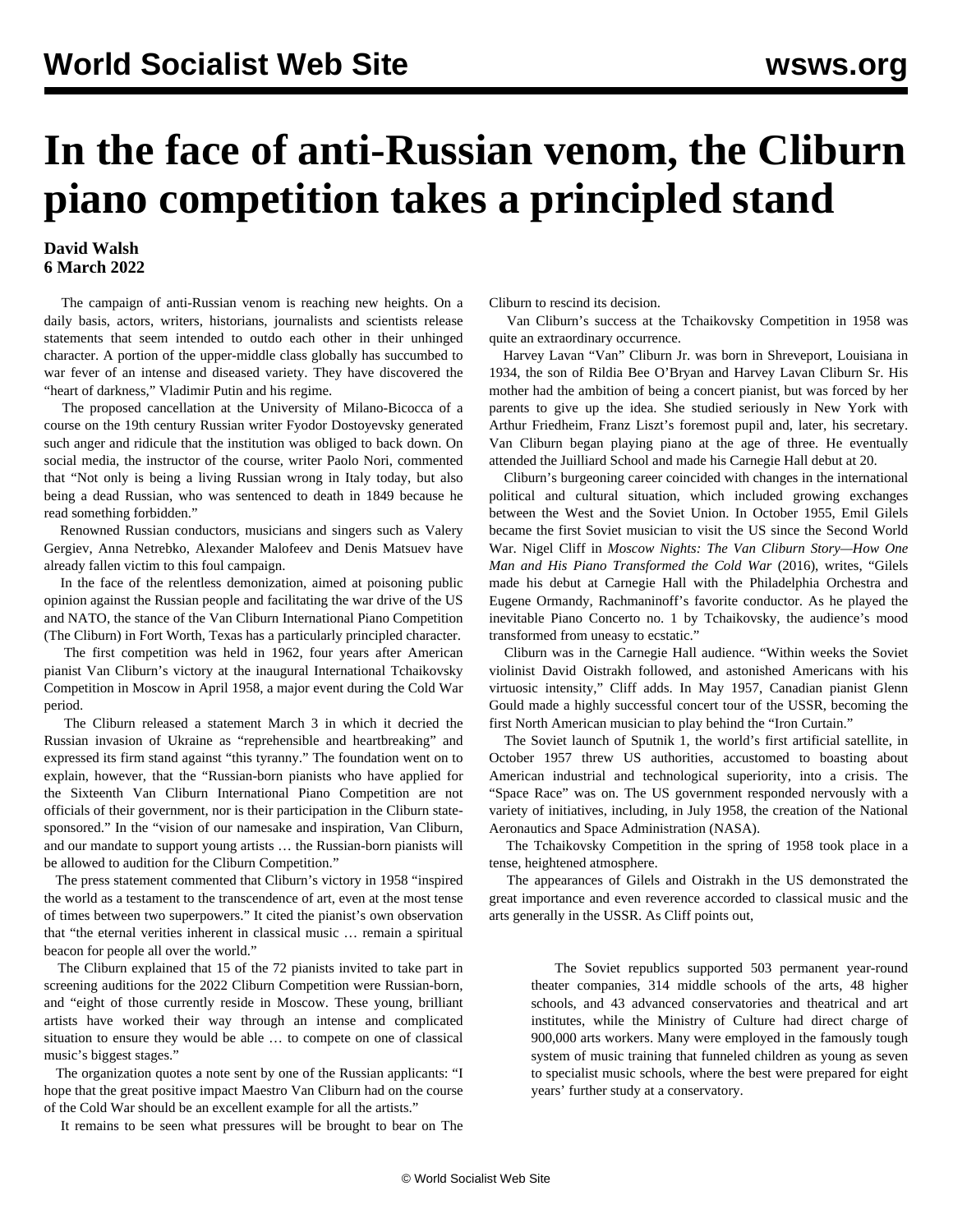# In the face of anti-Russian venom, the Cliburn piano competition takes a principled stand

**David Walsh**
**6 March 2022**

The campaign of anti-Russian venom is reaching new heights. On a daily basis, actors, writers, historians, journalists and scientists release statements that seem intended to outdo each other in their unhinged character. A portion of the upper-middle class globally has succumbed to war fever of an intense and diseased variety. They have discovered the "heart of darkness," Vladimir Putin and his regime.

The proposed cancellation at the University of Milano-Bicocca of a course on the 19th century Russian writer Fyodor Dostoyevsky generated such anger and ridicule that the institution was obliged to back down. On social media, the instructor of the course, writer Paolo Nori, commented that "Not only is being a living Russian wrong in Italy today, but also being a dead Russian, who was sentenced to death in 1849 because he read something forbidden."

Renowned Russian conductors, musicians and singers such as Valery Gergiev, Anna Netrebko, Alexander Malofeev and Denis Matsuev have already fallen victim to this foul campaign.

In the face of the relentless demonization, aimed at poisoning public opinion against the Russian people and facilitating the war drive of the US and NATO, the stance of the Van Cliburn International Piano Competition (The Cliburn) in Fort Worth, Texas has a particularly principled character.

The first competition was held in 1962, four years after American pianist Van Cliburn's victory at the inaugural International Tchaikovsky Competition in Moscow in April 1958, a major event during the Cold War period.

The Cliburn released a statement March 3 in which it decried the Russian invasion of Ukraine as "reprehensible and heartbreaking" and expressed its firm stand against "this tyranny." The foundation went on to explain, however, that the "Russian-born pianists who have applied for the Sixteenth Van Cliburn International Piano Competition are not officials of their government, nor is their participation in the Cliburn state-sponsored." In the "vision of our namesake and inspiration, Van Cliburn, and our mandate to support young artists … the Russian-born pianists will be allowed to audition for the Cliburn Competition."

The press statement commented that Cliburn's victory in 1958 "inspired the world as a testament to the transcendence of art, even at the most tense of times between two superpowers." It cited the pianist's own observation that "the eternal verities inherent in classical music … remain a spiritual beacon for people all over the world."

The Cliburn explained that 15 of the 72 pianists invited to take part in screening auditions for the 2022 Cliburn Competition were Russian-born, and "eight of those currently reside in Moscow. These young, brilliant artists have worked their way through an intense and complicated situation to ensure they would be able … to compete on one of classical music's biggest stages."

The organization quotes a note sent by one of the Russian applicants: "I hope that the great positive impact Maestro Van Cliburn had on the course of the Cold War should be an excellent example for all the artists."

It remains to be seen what pressures will be brought to bear on The Cliburn to rescind its decision.

Van Cliburn's success at the Tchaikovsky Competition in 1958 was quite an extraordinary occurrence.

Harvey Lavan "Van" Cliburn Jr. was born in Shreveport, Louisiana in 1934, the son of Rildia Bee O'Bryan and Harvey Lavan Cliburn Sr. His mother had the ambition of being a concert pianist, but was forced by her parents to give up the idea. She studied seriously in New York with Arthur Friedheim, Franz Liszt's foremost pupil and, later, his secretary. Van Cliburn began playing piano at the age of three. He eventually attended the Juilliard School and made his Carnegie Hall debut at 20.

Cliburn's burgeoning career coincided with changes in the international political and cultural situation, which included growing exchanges between the West and the Soviet Union. In October 1955, Emil Gilels became the first Soviet musician to visit the US since the Second World War. Nigel Cliff in *Moscow Nights: The Van Cliburn Story—How One Man and His Piano Transformed the Cold War* (2016), writes, "Gilels made his debut at Carnegie Hall with the Philadelphia Orchestra and Eugene Ormandy, Rachmaninoff's favorite conductor. As he played the inevitable Piano Concerto no. 1 by Tchaikovsky, the audience's mood transformed from uneasy to ecstatic."

Cliburn was in the Carnegie Hall audience. "Within weeks the Soviet violinist David Oistrakh followed, and astonished Americans with his virtuosic intensity," Cliff adds. In May 1957, Canadian pianist Glenn Gould made a highly successful concert tour of the USSR, becoming the first North American musician to play behind the "Iron Curtain."

The Soviet launch of Sputnik 1, the world's first artificial satellite, in October 1957 threw US authorities, accustomed to boasting about American industrial and technological superiority, into a crisis. The "Space Race" was on. The US government responded nervously with a variety of initiatives, including, in July 1958, the creation of the National Aeronautics and Space Administration (NASA).

The Tchaikovsky Competition in the spring of 1958 took place in a tense, heightened atmosphere.

The appearances of Gilels and Oistrakh in the US demonstrated the great importance and even reverence accorded to classical music and the arts generally in the USSR. As Cliff points out,

> The Soviet republics supported 503 permanent year-round theater companies, 314 middle schools of the arts, 48 higher schools, and 43 advanced conservatories and theatrical and art institutes, while the Ministry of Culture had direct charge of 900,000 arts workers. Many were employed in the famously tough system of music training that funneled children as young as seven to specialist music schools, where the best were prepared for eight years' further study at a conservatory.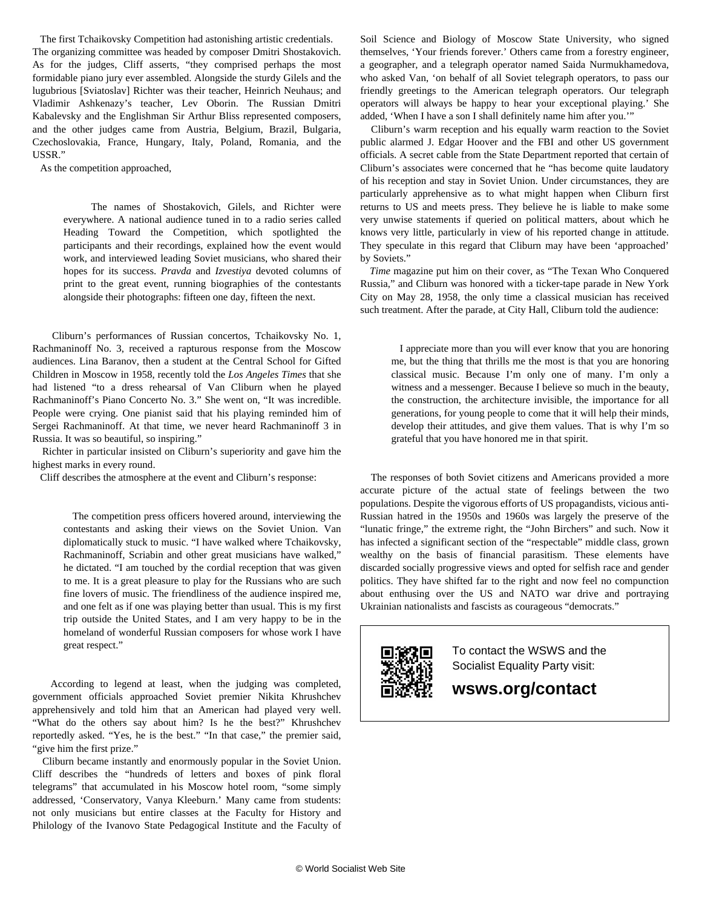The first Tchaikovsky Competition had astonishing artistic credentials. The organizing committee was headed by composer Dmitri Shostakovich. As for the judges, Cliff asserts, "they comprised perhaps the most formidable piano jury ever assembled. Alongside the sturdy Gilels and the lugubrious [Sviatoslav] Richter was their teacher, Heinrich Neuhaus; and Vladimir Ashkenazy's teacher, Lev Oborin. The Russian Dmitri Kabalevsky and the Englishman Sir Arthur Bliss represented composers, and the other judges came from Austria, Belgium, Brazil, Bulgaria, Czechoslovakia, France, Hungary, Italy, Poland, Romania, and the USSR."

As the competition approached,

> The names of Shostakovich, Gilels, and Richter were everywhere. A national audience tuned in to a radio series called Heading Toward the Competition, which spotlighted the participants and their recordings, explained how the event would work, and interviewed leading Soviet musicians, who shared their hopes for its success. *Pravda* and *Izvestiya* devoted columns of print to the great event, running biographies of the contestants alongside their photographs: fifteen one day, fifteen the next.

Cliburn's performances of Russian concertos, Tchaikovsky No. 1, Rachmaninoff No. 3, received a rapturous response from the Moscow audiences. Lina Baranov, then a student at the Central School for Gifted Children in Moscow in 1958, recently told the *Los Angeles Times* that she had listened "to a dress rehearsal of Van Cliburn when he played Rachmaninoff's Piano Concerto No. 3." She went on, "It was incredible. People were crying. One pianist said that his playing reminded him of Sergei Rachmaninoff. At that time, we never heard Rachmaninoff 3 in Russia. It was so beautiful, so inspiring."

Richter in particular insisted on Cliburn's superiority and gave him the highest marks in every round.

Cliff describes the atmosphere at the event and Cliburn's response:

> The competition press officers hovered around, interviewing the contestants and asking their views on the Soviet Union. Van diplomatically stuck to music. "I have walked where Tchaikovsky, Rachmaninoff, Scriabin and other great musicians have walked," he dictated. "I am touched by the cordial reception that was given to me. It is a great pleasure to play for the Russians who are such fine lovers of music. The friendliness of the audience inspired me, and one felt as if one was playing better than usual. This is my first trip outside the United States, and I am very happy to be in the homeland of wonderful Russian composers for whose work I have great respect."

According to legend at least, when the judging was completed, government officials approached Soviet premier Nikita Khrushchev apprehensively and told him that an American had played very well. "What do the others say about him? Is he the best?" Khrushchev reportedly asked. "Yes, he is the best." "In that case," the premier said, "give him the first prize."

Cliburn became instantly and enormously popular in the Soviet Union. Cliff describes the "hundreds of letters and boxes of pink floral telegrams" that accumulated in his Moscow hotel room, "some simply addressed, 'Conservatory, Vanya Kleeburn.' Many came from students: not only musicians but entire classes at the Faculty for History and Philology of the Ivanovo State Pedagogical Institute and the Faculty of Soil Science and Biology of Moscow State University, who signed themselves, 'Your friends forever.' Others came from a forestry engineer, a geographer, and a telegraph operator named Saida Nurmukhamedova, who asked Van, 'on behalf of all Soviet telegraph operators, to pass our friendly greetings to the American telegraph operators. Our telegraph operators will always be happy to hear your exceptional playing.' She added, 'When I have a son I shall definitely name him after you.'"

Cliburn's warm reception and his equally warm reaction to the Soviet public alarmed J. Edgar Hoover and the FBI and other US government officials. A secret cable from the State Department reported that certain of Cliburn's associates were concerned that he "has become quite laudatory of his reception and stay in Soviet Union. Under circumstances, they are particularly apprehensive as to what might happen when Cliburn first returns to US and meets press. They believe he is liable to make some very unwise statements if queried on political matters, about which he knows very little, particularly in view of his reported change in attitude. They speculate in this regard that Cliburn may have been 'approached' by Soviets."

*Time* magazine put him on their cover, as "The Texan Who Conquered Russia," and Cliburn was honored with a ticker-tape parade in New York City on May 28, 1958, the only time a classical musician has received such treatment. After the parade, at City Hall, Cliburn told the audience:

> I appreciate more than you will ever know that you are honoring me, but the thing that thrills me the most is that you are honoring classical music. Because I'm only one of many. I'm only a witness and a messenger. Because I believe so much in the beauty, the construction, the architecture invisible, the importance for all generations, for young people to come that it will help their minds, develop their attitudes, and give them values. That is why I'm so grateful that you have honored me in that spirit.

The responses of both Soviet citizens and Americans provided a more accurate picture of the actual state of feelings between the two populations. Despite the vigorous efforts of US propagandists, vicious anti-Russian hatred in the 1950s and 1960s was largely the preserve of the "lunatic fringe," the extreme right, the "John Birchers" and such. Now it has infected a significant section of the "respectable" middle class, grown wealthy on the basis of financial parasitism. These elements have discarded socially progressive views and opted for selfish race and gender politics. They have shifted far to the right and now feel no compunction about enthusing over the US and NATO war drive and portraying Ukrainian nationalists and fascists as courageous "democrats."

To contact the WSWS and the Socialist Equality Party visit:

**wsws.org/contact**